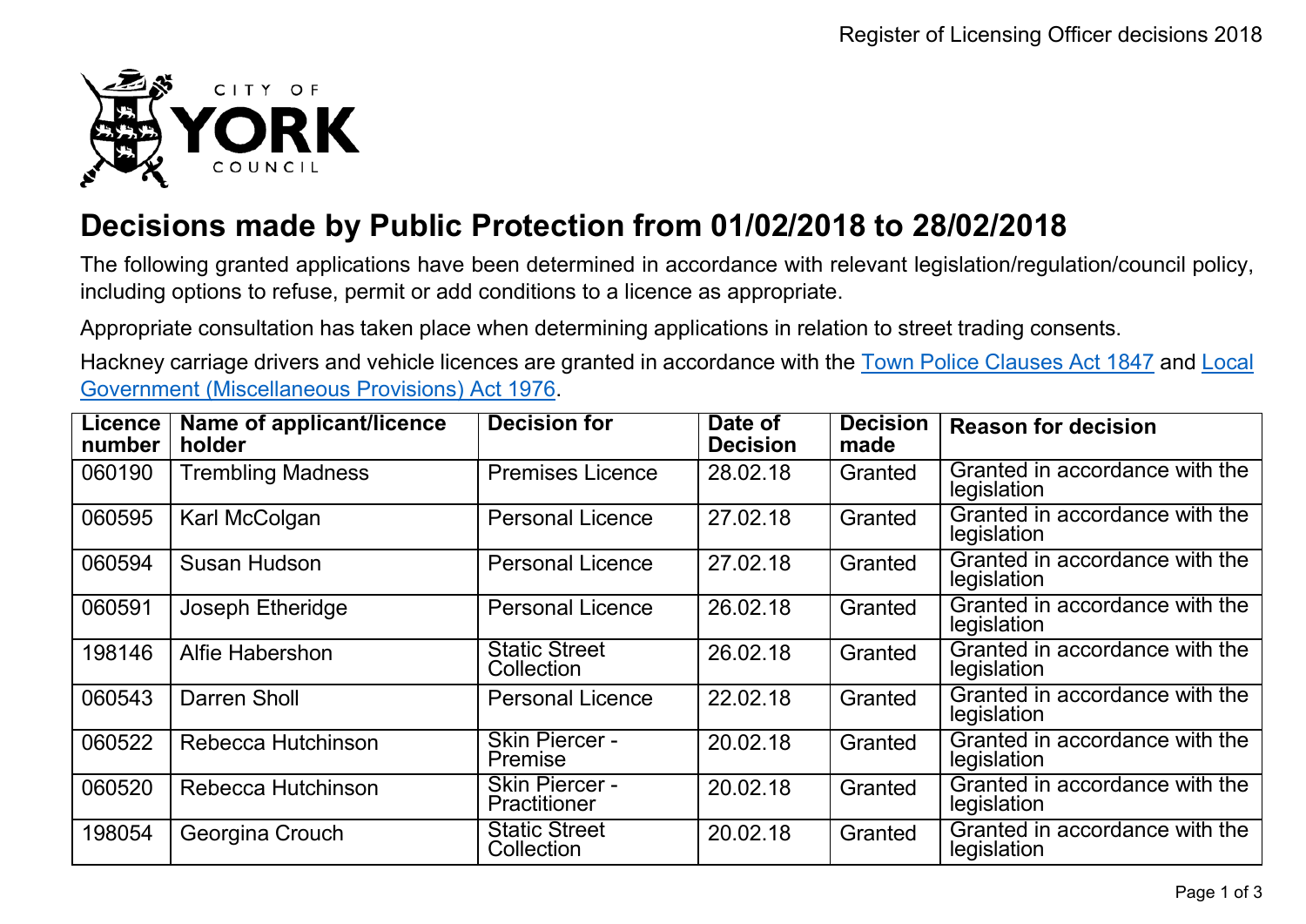# Decisions made by Public Protection from 01/02/2018 to 28/02/2018

The following granted applications have been determined in accordance with relevant legislation/regulation/council policy, including options to refuse, permit or add conditions to a licence as appropriate.

Appropriate consultation has taken place when determining applications in relation to street trading consents.

Hackney carriage drivers and vehicle licences are granted in accordance with the Town Police Clauses Act 1847 and Local Government (Miscellaneous Provisions) Act 1976.

| Licence number | Name of applicant/licence holder | Decision for | Date of Decision | Decision made | Reason for decision |
|---|---|---|---|---|---|
| 060190 | Trembling Madness | Premises Licence | 28.02.18 | Granted | Granted in accordance with the legislation |
| 060595 | Karl McColgan | Personal Licence | 27.02.18 | Granted | Granted in accordance with the legislation |
| 060594 | Susan Hudson | Personal Licence | 27.02.18 | Granted | Granted in accordance with the legislation |
| 060591 | Joseph Etheridge | Personal Licence | 26.02.18 | Granted | Granted in accordance with the legislation |
| 198146 | Alfie Habershon | Static Street Collection | 26.02.18 | Granted | Granted in accordance with the legislation |
| 060543 | Darren Sholl | Personal Licence | 22.02.18 | Granted | Granted in accordance with the legislation |
| 060522 | Rebecca Hutchinson | Skin Piercer - Premise | 20.02.18 | Granted | Granted in accordance with the legislation |
| 060520 | Rebecca Hutchinson | Skin Piercer - Practitioner | 20.02.18 | Granted | Granted in accordance with the legislation |
| 198054 | Georgina Crouch | Static Street Collection | 20.02.18 | Granted | Granted in accordance with the legislation |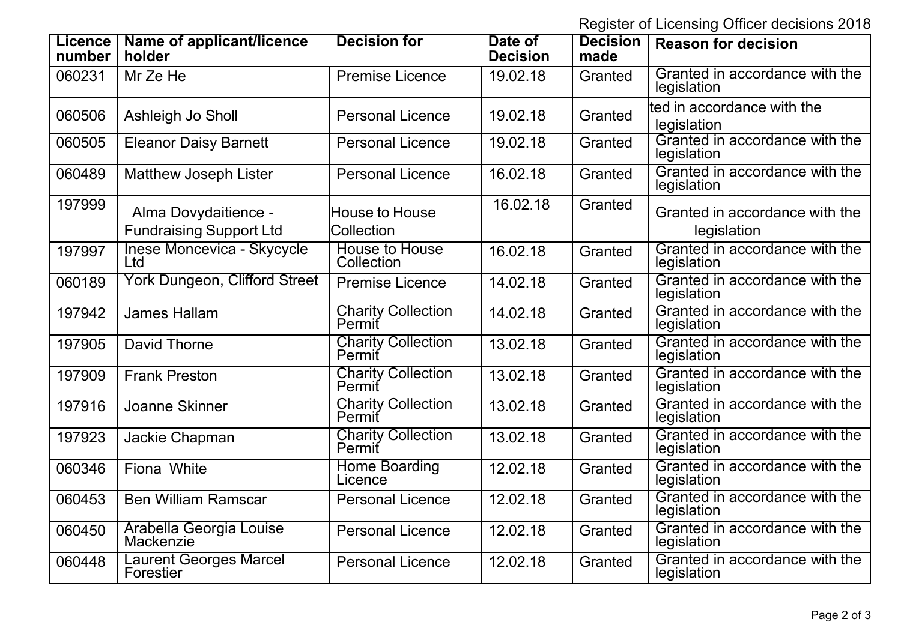Register of Licensing Officer decisions 2018

| Licence number | Name of applicant/licence holder | Decision for | Date of Decision | Decision made | Reason for decision |
|---|---|---|---|---|---|
| 060231 | Mr Ze He | Premise Licence | 19.02.18 | Granted | Granted in accordance with the legislation |
| 060506 | Ashleigh Jo Sholl | Personal Licence | 19.02.18 | Granted | ted in accordance with the legislation |
| 060505 | Eleanor Daisy Barnett | Personal Licence | 19.02.18 | Granted | Granted in accordance with the legislation |
| 060489 | Matthew Joseph Lister | Personal Licence | 16.02.18 | Granted | Granted in accordance with the legislation |
| 197999 | Alma Dovydaitience - Fundraising Support Ltd | House to House Collection | 16.02.18 | Granted | Granted in accordance with the legislation |
| 197997 | Inese Moncevica - Skycycle Ltd | House to House Collection | 16.02.18 | Granted | Granted in accordance with the legislation |
| 060189 | York Dungeon, Clifford Street | Premise Licence | 14.02.18 | Granted | Granted in accordance with the legislation |
| 197942 | James Hallam | Charity Collection Permit | 14.02.18 | Granted | Granted in accordance with the legislation |
| 197905 | David Thorne | Charity Collection Permit | 13.02.18 | Granted | Granted in accordance with the legislation |
| 197909 | Frank Preston | Charity Collection Permit | 13.02.18 | Granted | Granted in accordance with the legislation |
| 197916 | Joanne Skinner | Charity Collection Permit | 13.02.18 | Granted | Granted in accordance with the legislation |
| 197923 | Jackie Chapman | Charity Collection Permit | 13.02.18 | Granted | Granted in accordance with the legislation |
| 060346 | Fiona White | Home Boarding Licence | 12.02.18 | Granted | Granted in accordance with the legislation |
| 060453 | Ben William Ramscar | Personal Licence | 12.02.18 | Granted | Granted in accordance with the legislation |
| 060450 | Arabella Georgia Louise Mackenzie | Personal Licence | 12.02.18 | Granted | Granted in accordance with the legislation |
| 060448 | Laurent Georges Marcel Forestier | Personal Licence | 12.02.18 | Granted | Granted in accordance with the legislation |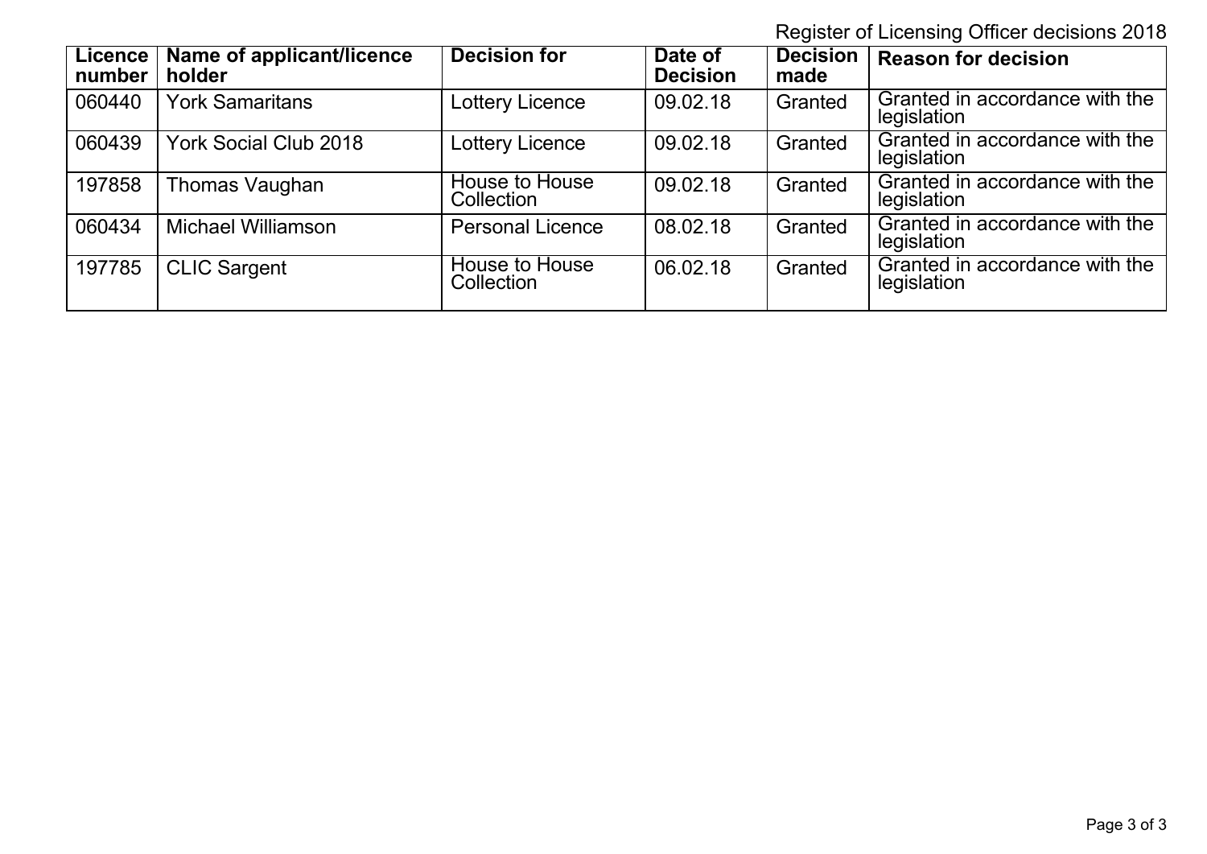Register of Licensing Officer decisions 2018

| Licence number | Name of applicant/licence holder | Decision for | Date of Decision | Decision made | Reason for decision |
|---|---|---|---|---|---|
| 060440 | York Samaritans | Lottery Licence | 09.02.18 | Granted | Granted in accordance with the legislation |
| 060439 | York Social Club 2018 | Lottery Licence | 09.02.18 | Granted | Granted in accordance with the legislation |
| 197858 | Thomas Vaughan | House to House Collection | 09.02.18 | Granted | Granted in accordance with the legislation |
| 060434 | Michael Williamson | Personal Licence | 08.02.18 | Granted | Granted in accordance with the legislation |
| 197785 | CLIC Sargent | House to House Collection | 06.02.18 | Granted | Granted in accordance with the legislation |